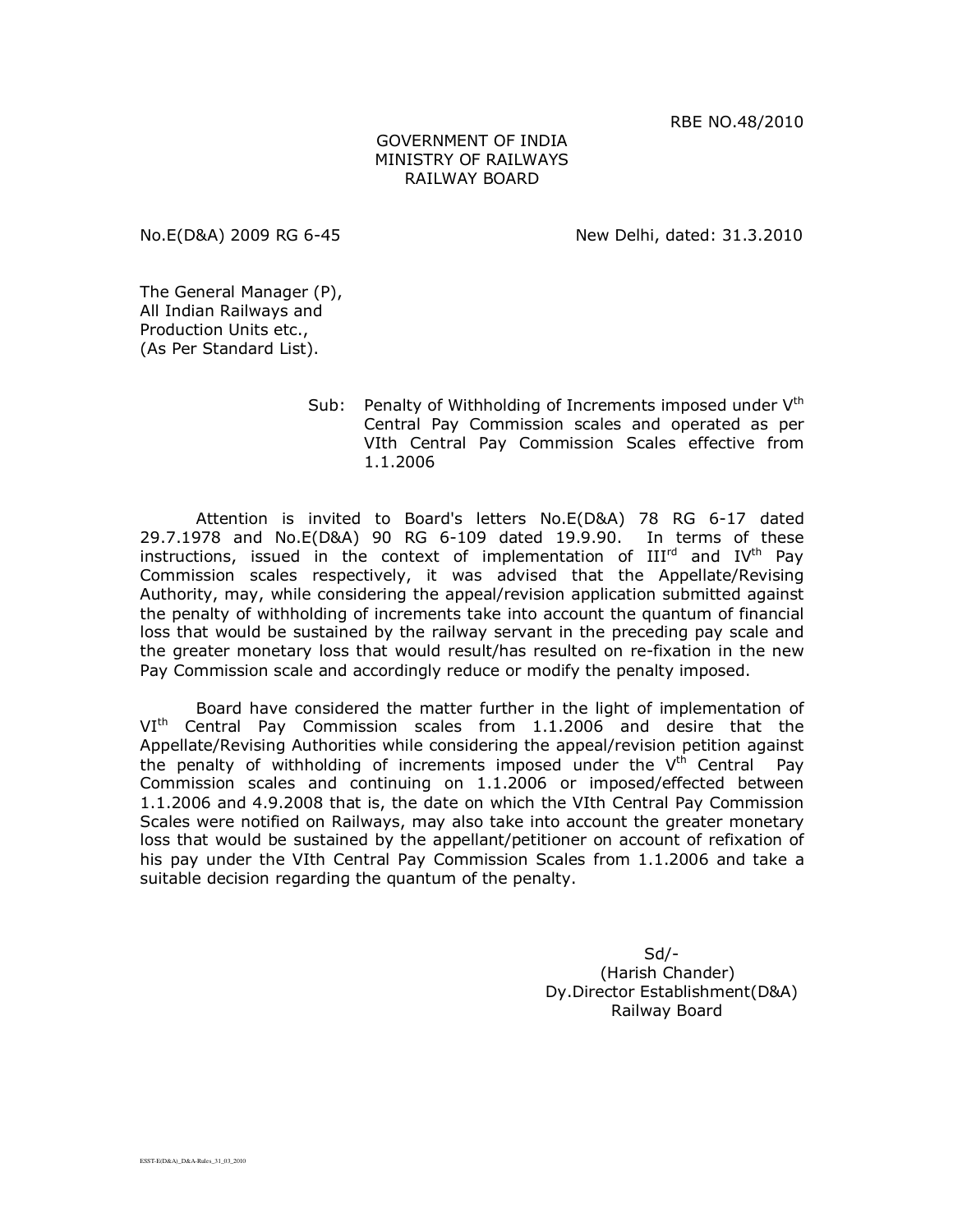RBE NO.48/2010

GOVERNMENT OF INDIA
MINISTRY OF RAILWAYS
RAILWAY BOARD

No.E(D&A) 2009 RG 6-45                                        New Delhi, dated: 31.3.2010

The General Manager (P),
All Indian Railways and
Production Units etc.,
(As Per Standard List).

Sub: Penalty of Withholding of Increments imposed under V[th] Central Pay Commission scales and operated as per VIth Central Pay Commission Scales effective from 1.1.2006

Attention is invited to Board's letters No.E(D&A) 78 RG 6-17 dated 29.7.1978 and No.E(D&A) 90 RG 6-109 dated 19.9.90. In terms of these instructions, issued in the context of implementation of III[rd] and IV[th] Pay Commission scales respectively, it was advised that the Appellate/Revising Authority, may, while considering the appeal/revision application submitted against the penalty of withholding of increments take into account the quantum of financial loss that would be sustained by the railway servant in the preceding pay scale and the greater monetary loss that would result/has resulted on re-fixation in the new Pay Commission scale and accordingly reduce or modify the penalty imposed.

Board have considered the matter further in the light of implementation of VI[th] Central Pay Commission scales from 1.1.2006 and desire that the Appellate/Revising Authorities while considering the appeal/revision petition against the penalty of withholding of increments imposed under the V[th] Central Pay Commission scales and continuing on 1.1.2006 or imposed/effected between 1.1.2006 and 4.9.2008 that is, the date on which the VIth Central Pay Commission Scales were notified on Railways, may also take into account the greater monetary loss that would be sustained by the appellant/petitioner on account of refixation of his pay under the VIth Central Pay Commission Scales from 1.1.2006 and take a suitable decision regarding the quantum of the penalty.

Sd/-
(Harish Chander)
Dy.Director Establishment(D&A)
Railway Board

ESST-E(D&A)_D&A-Rules_31_03_2010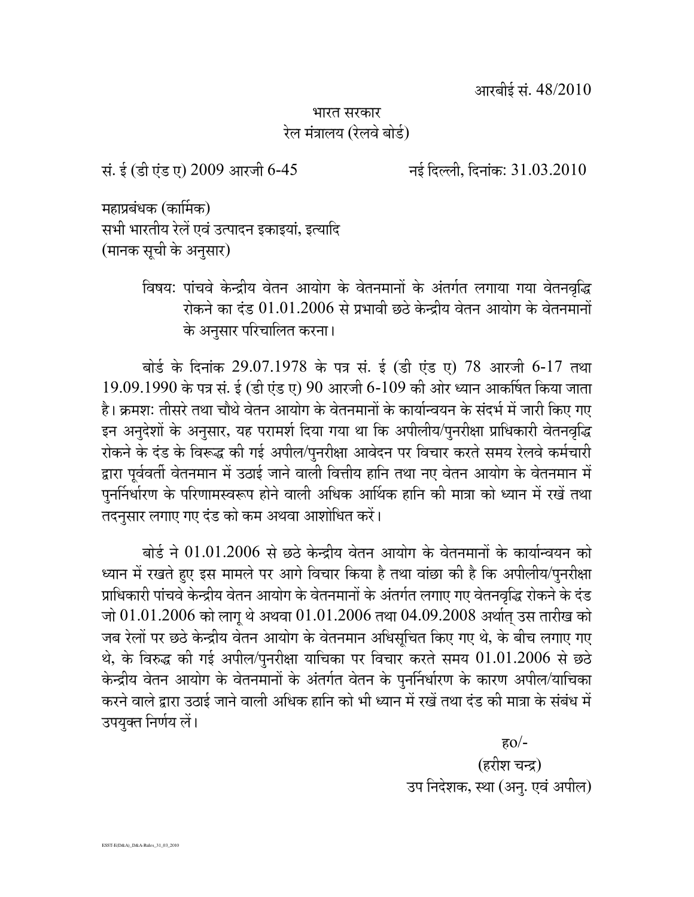आरबीई सं. 48/2010

भारत सरकार
रेल मंत्रालय (रेलवे बोर्ड)

सं. ई (डी एंड ए) 2009 आरजी 6-45 नई दिल्ली, दिनांक: 31.03.2010

महाप्रबंधक (कार्मिक)
सभी भारतीय रेलें एवं उत्पादन इकाइयां, इत्यादि
(मानक सूची के अनुसार)

विषय: पांचवे केन्द्रीय वेतन आयोग के वेतनमानों के अंतर्गत लगाया गया वेतनवृद्धि रोकने का दंड 01.01.2006 से प्रभावी छठे केन्द्रीय वेतन आयोग के वेतनमानों के अनुसार परिचालित करना।

बोर्ड के दिनांक 29.07.1978 के पत्र सं. ई (डी एंड ए) 78 आरजी 6-17 तथा 19.09.1990 के पत्र सं. ई (डी एंड ए) 90 आरजी 6-109 की ओर ध्यान आकर्षित किया जाता है। क्रमशः तीसरे तथा चौथे वेतन आयोग के वेतनमानों के कार्यान्वयन के संदर्भ में जारी किए गए इन अनुदेशों के अनुसार, यह परामर्श दिया गया था कि अपीलीय/पुनरीक्षा प्राधिकारी वेतनवृद्धि रोकने के दंड के विरूद्ध की गई अपील/पुनरीक्षा आवेदन पर विचार करते समय रेलवे कर्मचारी द्वारा पूर्ववर्ती वेतनमान में उठाई जाने वाली वित्तीय हानि तथा नए वेतन आयोग के वेतनमान में पुनर्निर्धारण के परिणामस्वरूप होने वाली अधिक आर्थिक हानि की मात्रा को ध्यान में रखें तथा तदनुसार लगाए गए दंड को कम अथवा आशोधित करें।

बोर्ड ने 01.01.2006 से छठे केन्द्रीय वेतन आयोग के वेतनमानों के कार्यान्वयन को ध्यान में रखते हुए इस मामले पर आगे विचार किया है तथा वांछा की है कि अपीलीय/पुनरीक्षा प्राधिकारी पांचवे केन्द्रीय वेतन आयोग के वेतनमानों के अंतर्गत लगाए गए वेतनवृद्धि रोकने के दंड जो 01.01.2006 को लागू थे अथवा 01.01.2006 तथा 04.09.2008 अर्थात् उस तारीख को जब रेलों पर छठे केन्द्रीय वेतन आयोग के वेतनमान अधिसूचित किए गए थे, के बीच लगाए गए थे, के विरूद्ध की गई अपील/पुनरीक्षा याचिका पर विचार करते समय 01.01.2006 से छठे केन्द्रीय वेतन आयोग के वेतनमानों के अंतर्गत वेतन के पुनर्निर्धारण के कारण अपील/याचिका करने वाले द्वारा उठाई जाने वाली अधिक हानि को भी ध्यान में रखें तथा दंड की मात्रा के संबंध में उपयुक्त निर्णय लें।

ह०/-
(हरीश चन्द्र)
उप निदेशक, स्था (अनु. एवं अपील)

ESST-E(D&A)_D&A-Rules_31_03_2010